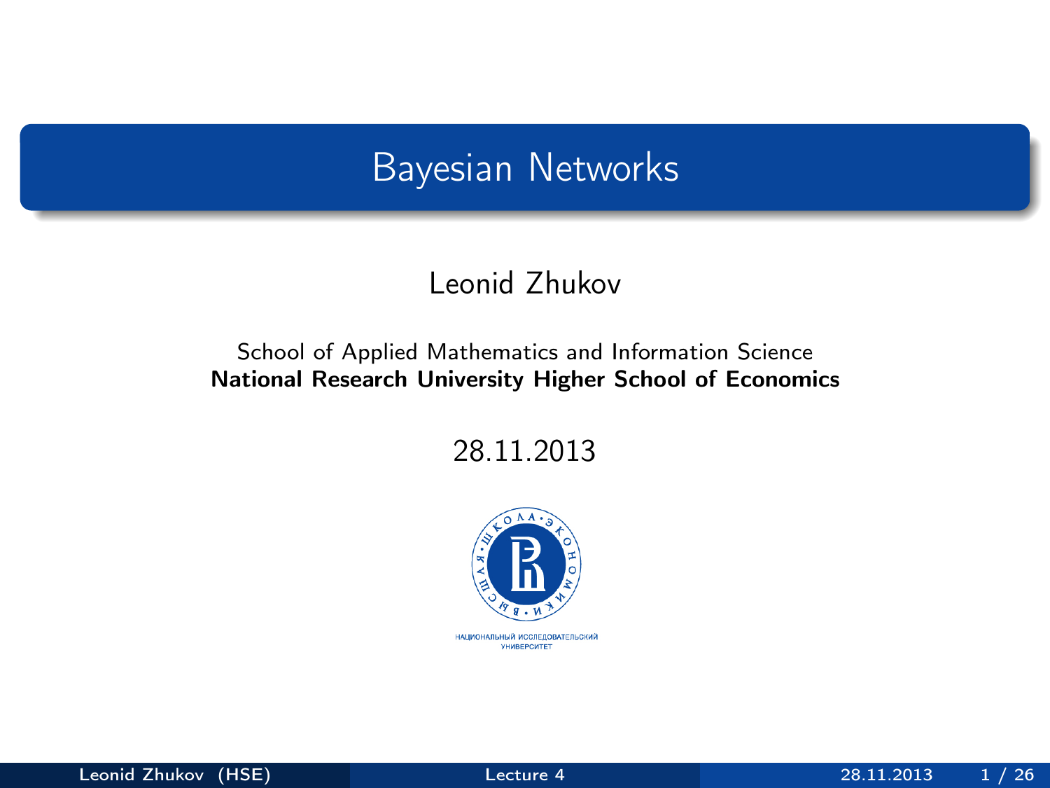# Bayesian Networks

Leonid Zhukov

School of Applied Mathematics and Information Science
**National Research University Higher School of Economics**

28.11.2013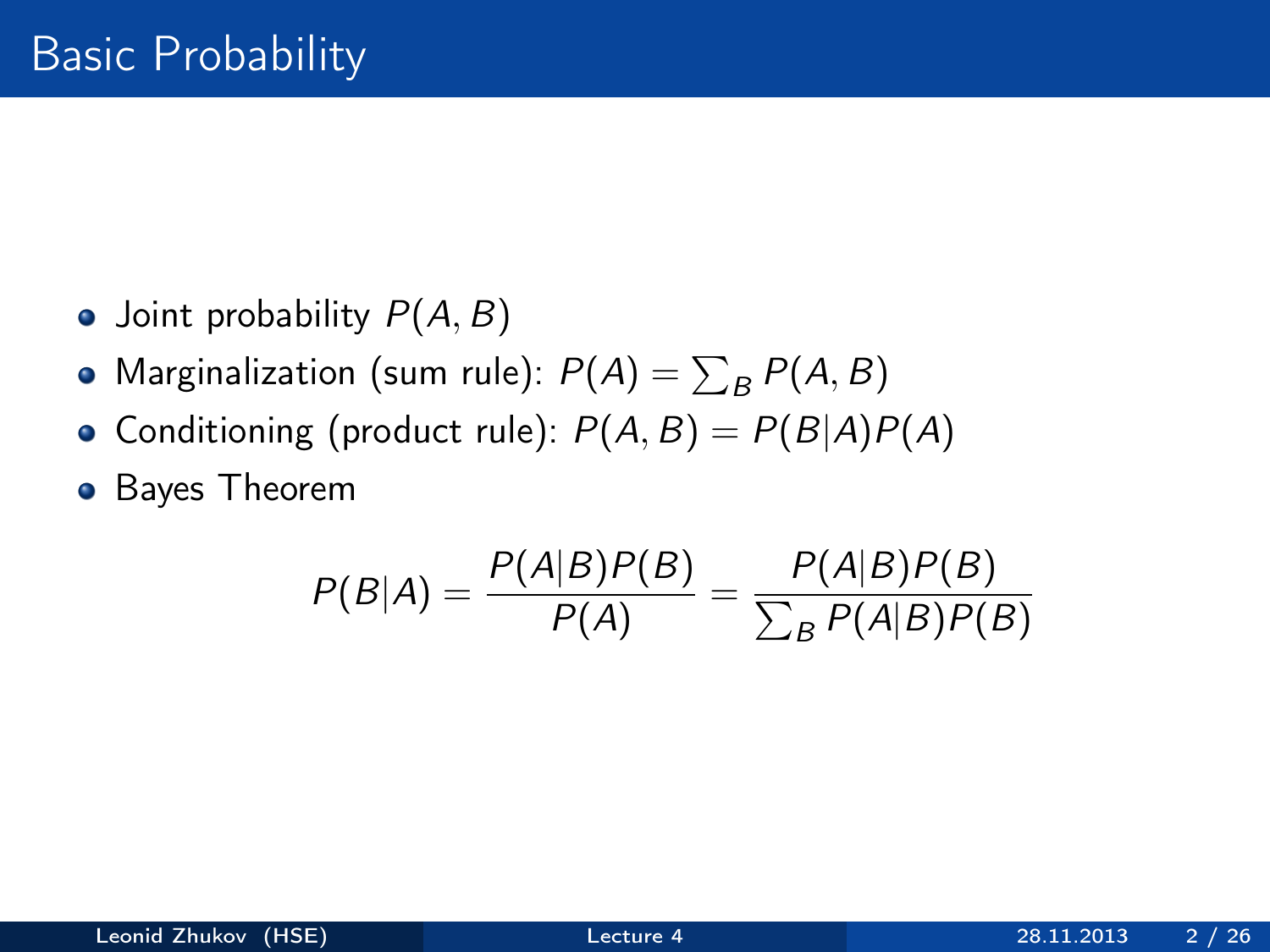# Basic Probability

- Joint probability $P(A, B)$
- Marginalization (sum rule): $P(A) = \sum_B P(A, B)$
- Conditioning (product rule): $P(A, B) = P(B|A)P(A)$
- Bayes Theorem

$$P(B|A) = \frac{P(A|B)P(B)}{P(A)} = \frac{P(A|B)P(B)}{\sum_B P(A|B)P(B)}$$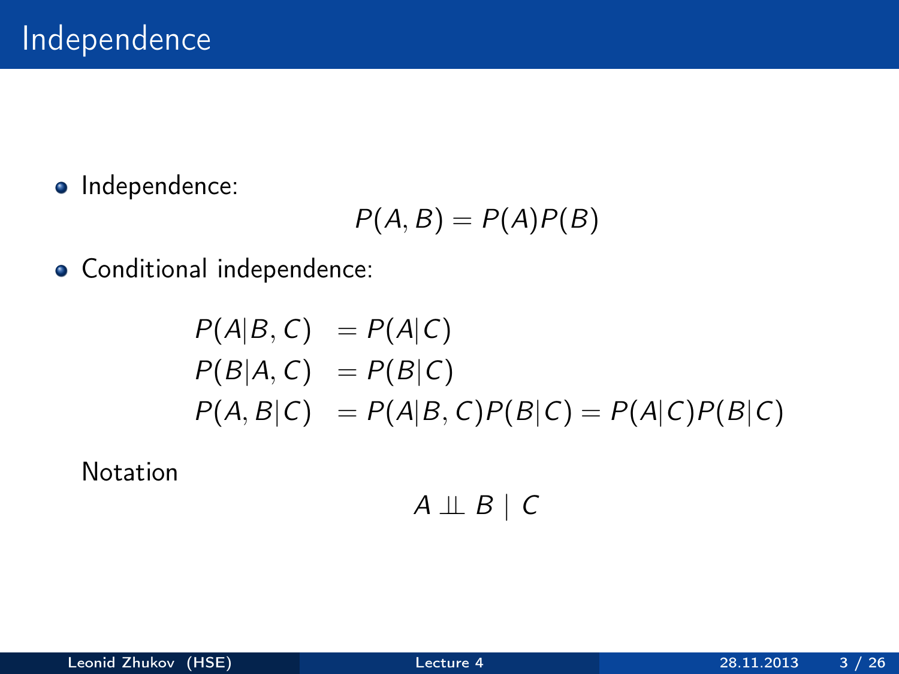# Independence

- Independence:

$$P(A, B) = P(A)P(B)$$

- Conditional independence:

$$
\begin{aligned}
P(A|B, C) &= P(A|C) \\
P(B|A, C) &= P(B|C) \\
P(A, B|C) &= P(A|B, C)P(B|C) = P(A|C)P(B|C)
\end{aligned}
$$

Notation

$$A \perp\!\!\!\perp B \mid C$$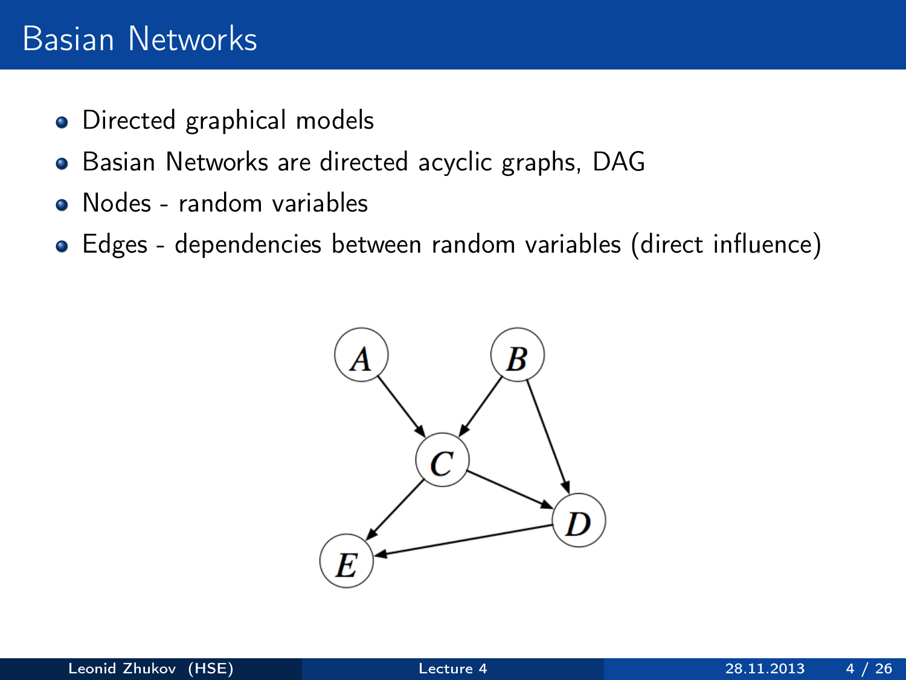# Basian Networks

- Directed graphical models
- Basian Networks are directed acyclic graphs, DAG
- Nodes - random variables
- Edges - dependencies between random variables (direct influence)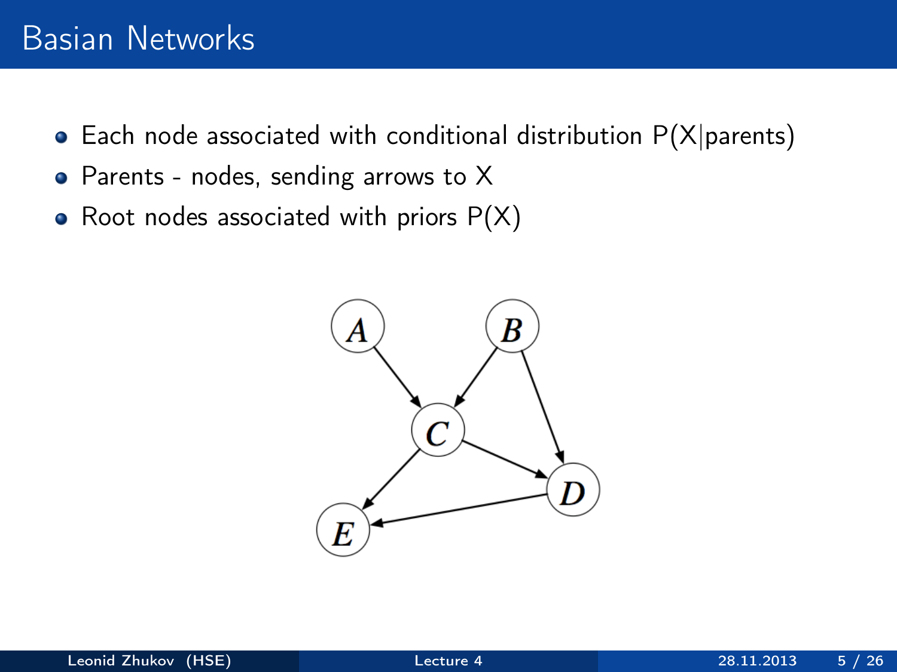# Basian Networks

- Each node associated with conditional distribution P(X|parents)
- Parents - nodes, sending arrows to X
- Root nodes associated with priors P(X)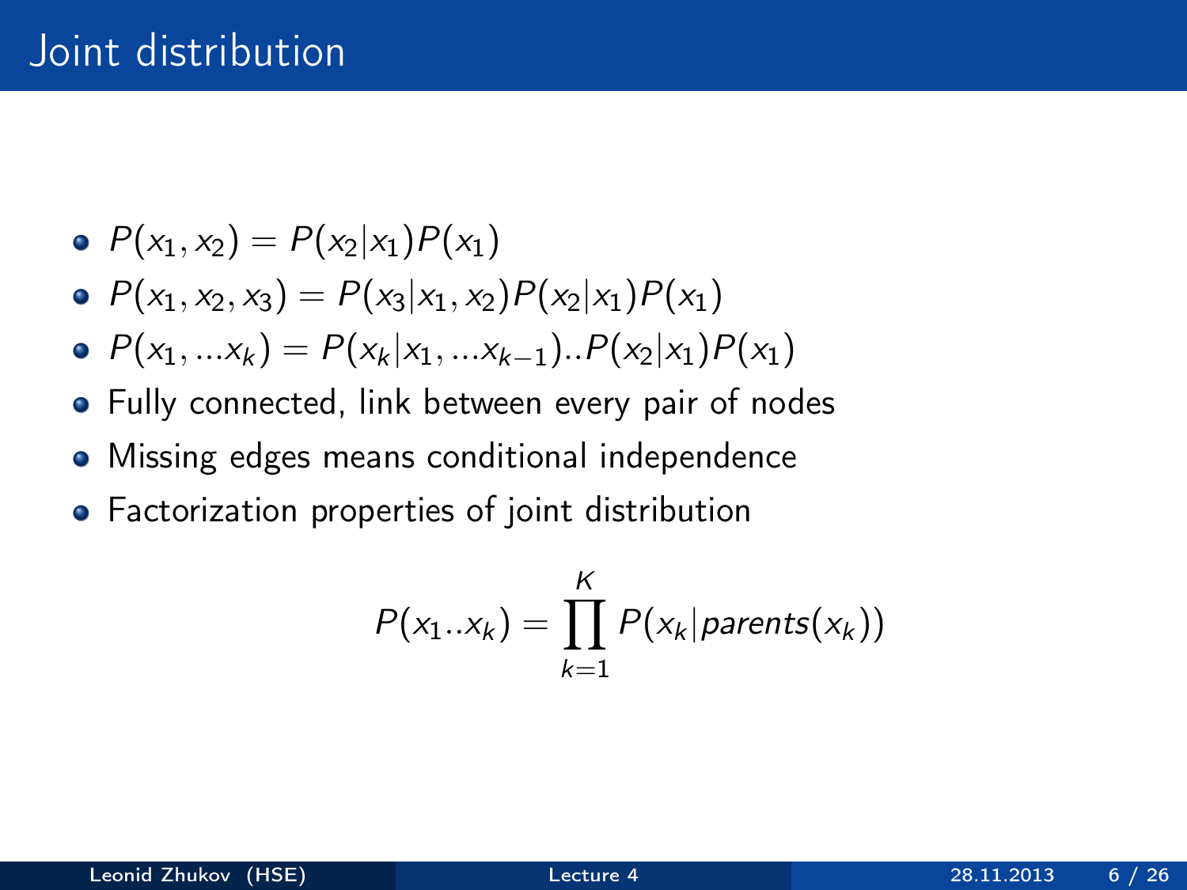# Joint distribution

- $P(x_1, x_2) = P(x_2|x_1)P(x_1)$
- $P(x_1, x_2, x_3) = P(x_3|x_1, x_2)P(x_2|x_1)P(x_1)$
- $P(x_1, ...x_k) = P(x_k|x_1, ...x_{k-1})..P(x_2|x_1)P(x_1)$
- Fully connected, link between every pair of nodes
- Missing edges means conditional independence
- Factorization properties of joint distribution

$$P(x_1..x_k) = \prod_{k=1}^{K} P(x_k|parents(x_k))$$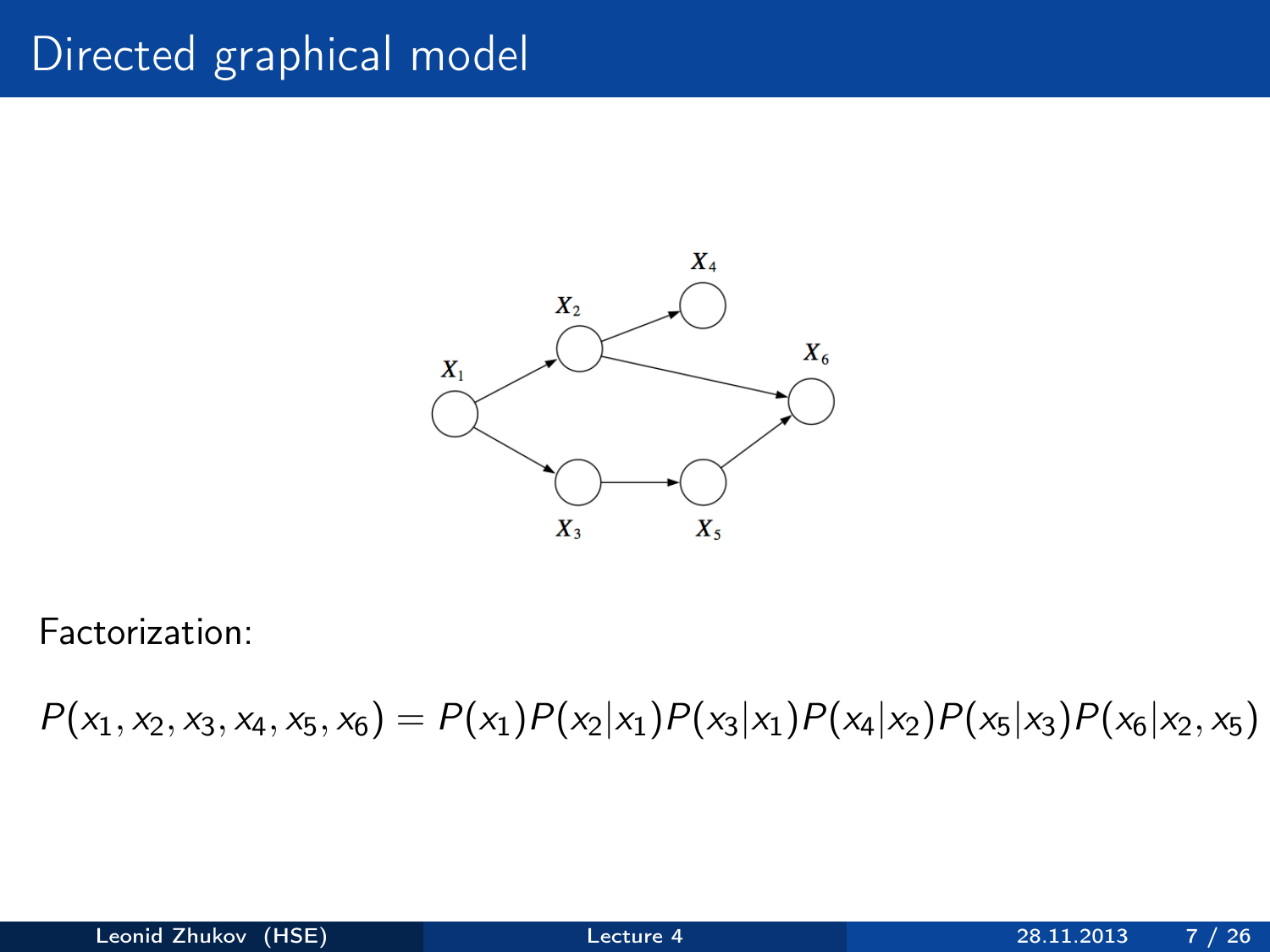# Directed graphical model

Factorization:

$$P(x_1, x_2, x_3, x_4, x_5, x_6) = P(x_1)P(x_2|x_1)P(x_3|x_1)P(x_4|x_2)P(x_5|x_3)P(x_6|x_2, x_5)$$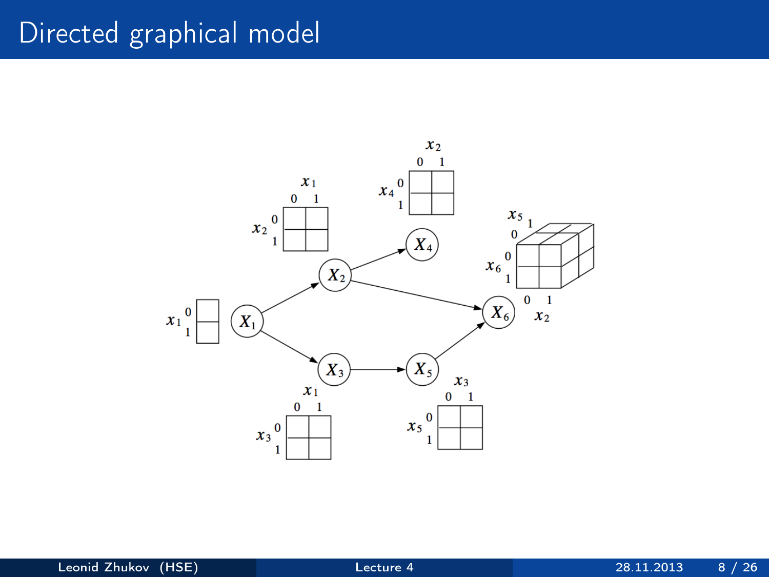# Directed graphical model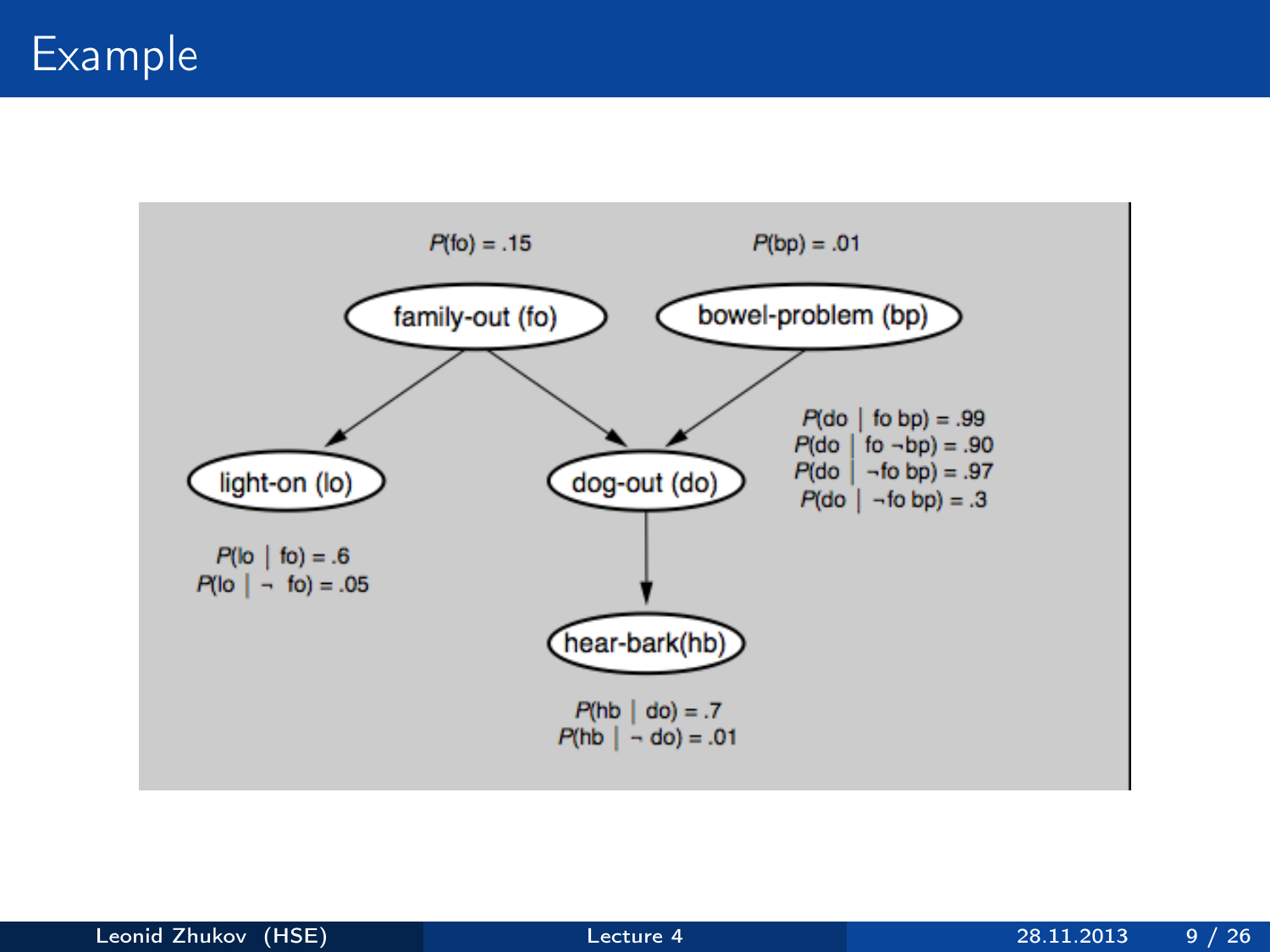# Example

$P(fo) = .15$

$P(bp) = .01$

family-out (fo)

bowel-problem (bp)

light-on (lo)

dog-out (do)

hear-bark(hb)

$P(lo \mid fo) = .6$
$P(lo \mid \neg fo) = .05$

$P(do \mid fo\ bp) = .99$
$P(do \mid fo\ \neg bp) = .90$
$P(do \mid \neg fo\ bp) = .97$
$P(do \mid \neg fo\ bp) = .3$

$P(hb \mid do) = .7$
$P(hb \mid \neg do) = .01$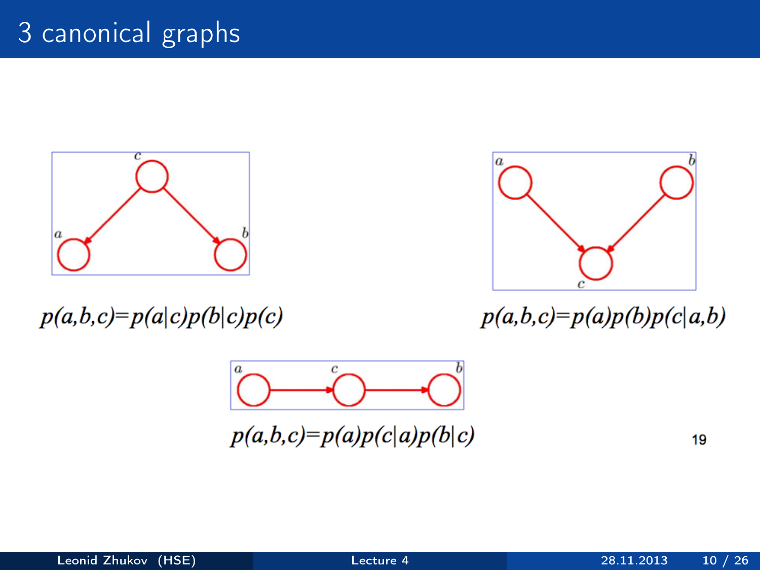# 3 canonical graphs

$$p(a,b,c)=p(a|c)p(b|c)p(c)$$

$$p(a,b,c)=p(a)p(b)p(c|a,b)$$

$$p(a,b,c)=p(a)p(c|a)p(b|c)$$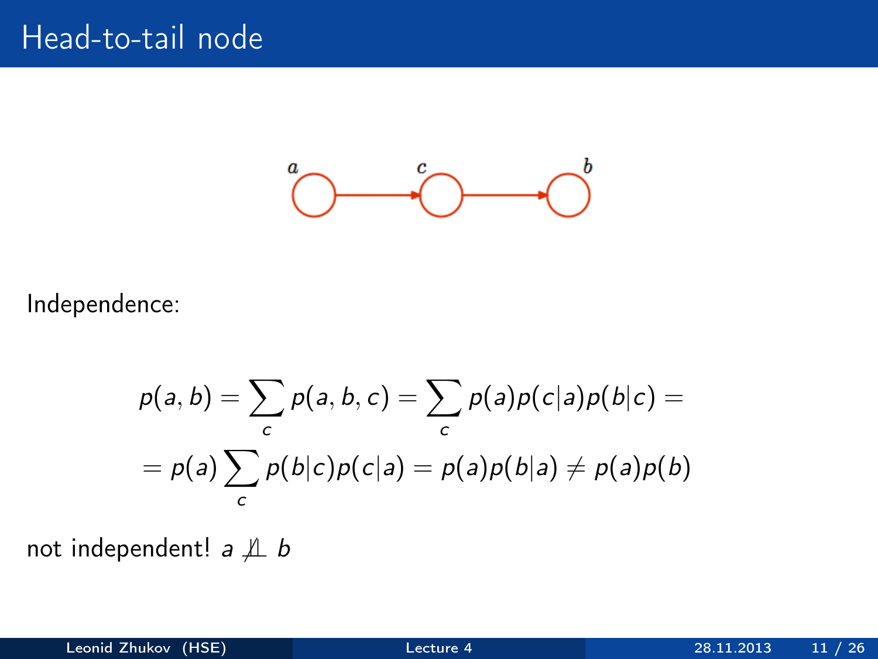# Head-to-tail node

Independence:

$$p(a,b) = \sum_c p(a,b,c) = \sum_c p(a)p(c|a)p(b|c) =$$

$$= p(a)\sum_c p(b|c)p(c|a) = p(a)p(b|a) \neq p(a)p(b)$$

not independent! $a \not\perp\!\!\!\perp b$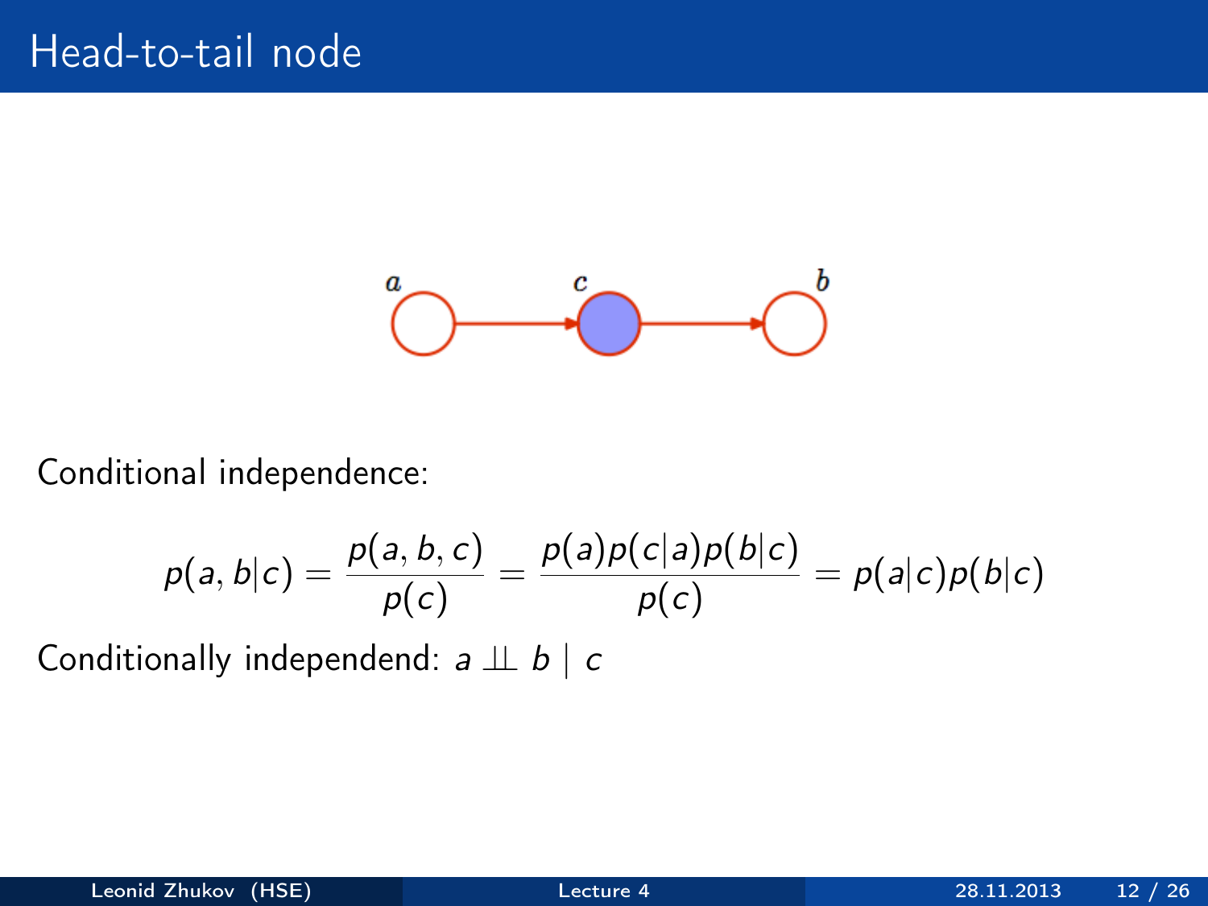# Head-to-tail node

Conditional independence:

$$p(a, b|c) = \frac{p(a, b, c)}{p(c)} = \frac{p(a)p(c|a)p(b|c)}{p(c)} = p(a|c)p(b|c)$$

Conditionally independend: $a \perp\!\!\!\perp b \mid c$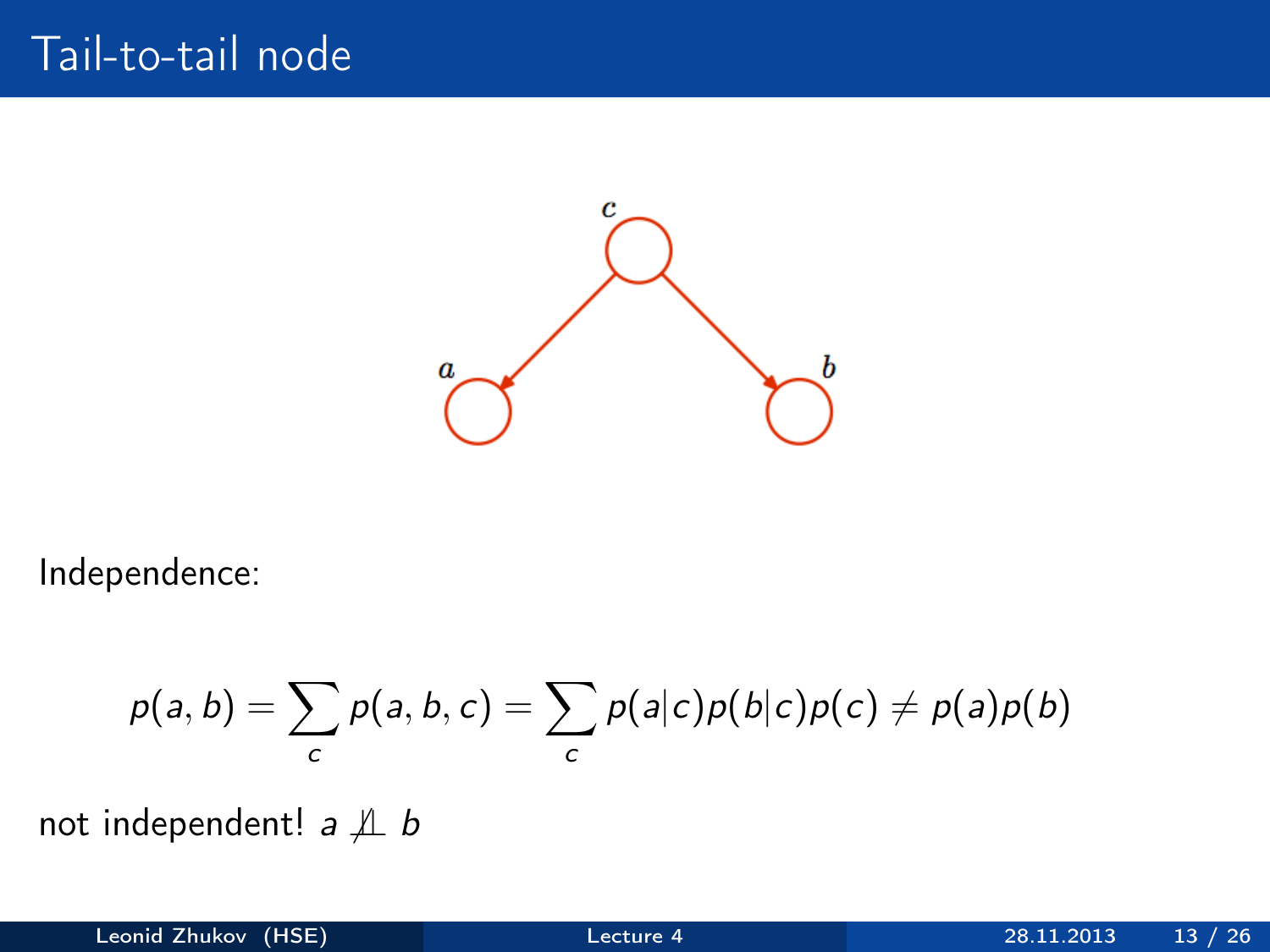# Tail-to-tail node

Independence:

$$p(a, b) = \sum_c p(a, b, c) = \sum_c p(a|c)p(b|c)p(c) \neq p(a)p(b)$$

not independent! $a \not\perp\!\!\!\perp b$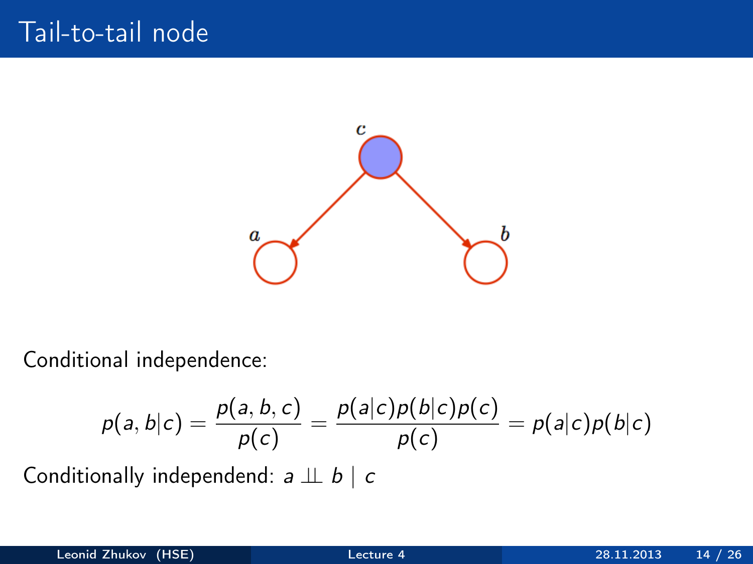# Tail-to-tail node

Conditional independence:

$$p(a, b|c) = \frac{p(a, b, c)}{p(c)} = \frac{p(a|c)p(b|c)p(c)}{p(c)} = p(a|c)p(b|c)$$

Conditionally independend: $a \perp\!\!\!\perp b \mid c$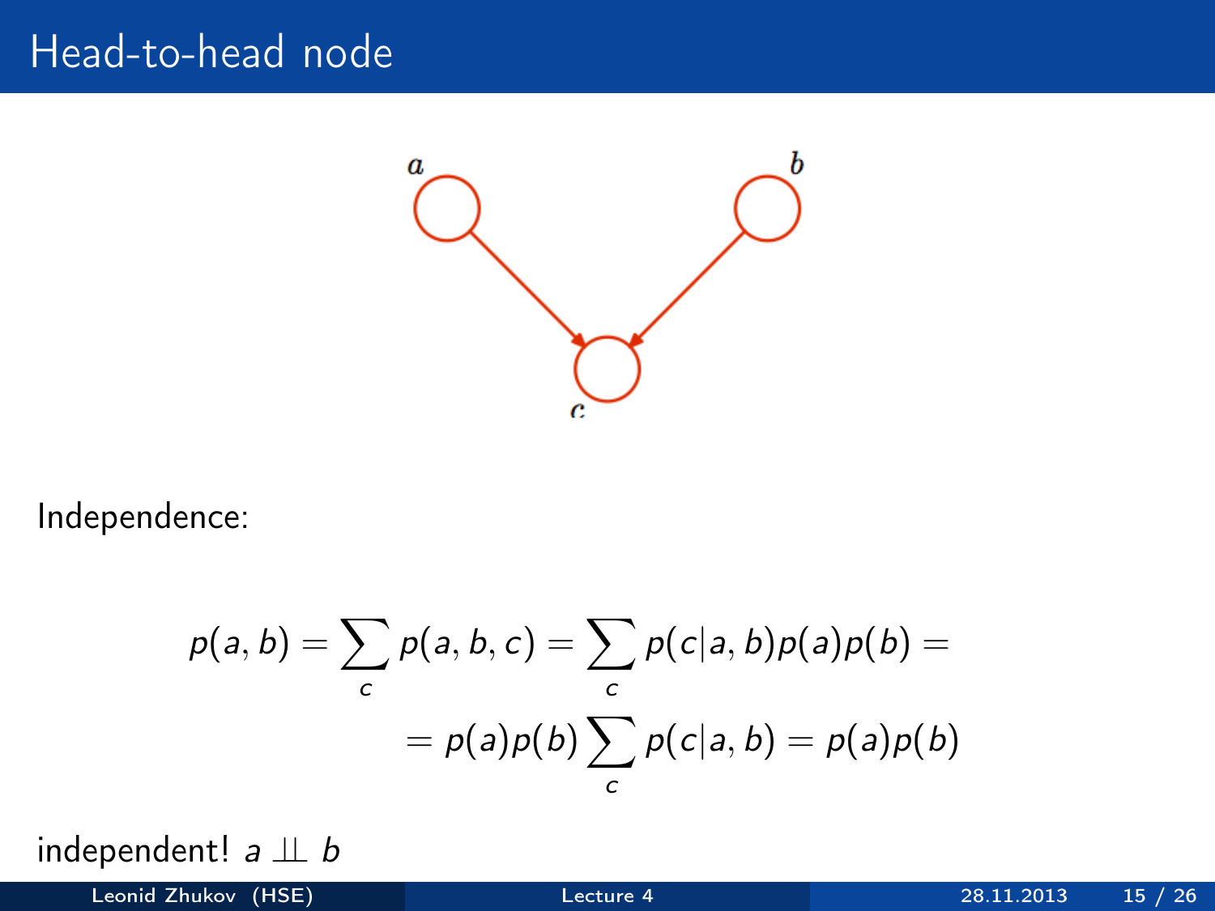# Head-to-head node

Independence:

$$p(a,b) = \sum_c p(a,b,c) = \sum_c p(c|a,b)p(a)p(b) =$$

$$= p(a)p(b)\sum_c p(c|a,b) = p(a)p(b)$$

independent! $a \perp\!\!\!\perp b$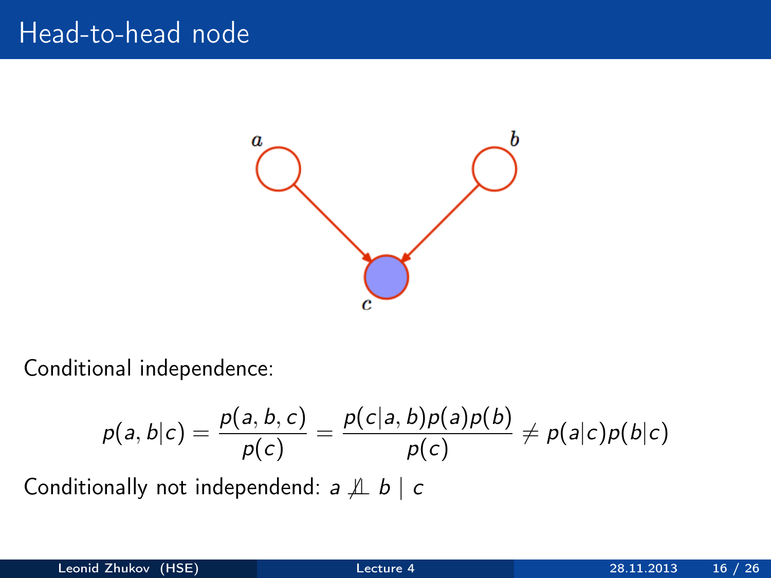# Head-to-head node

Conditional independence:

$$p(a, b|c) = \frac{p(a, b, c)}{p(c)} = \frac{p(c|a, b)p(a)p(b)}{p(c)} \neq p(a|c)p(b|c)$$

Conditionally not independend: $a \not\perp\!\!\!\perp b \mid c$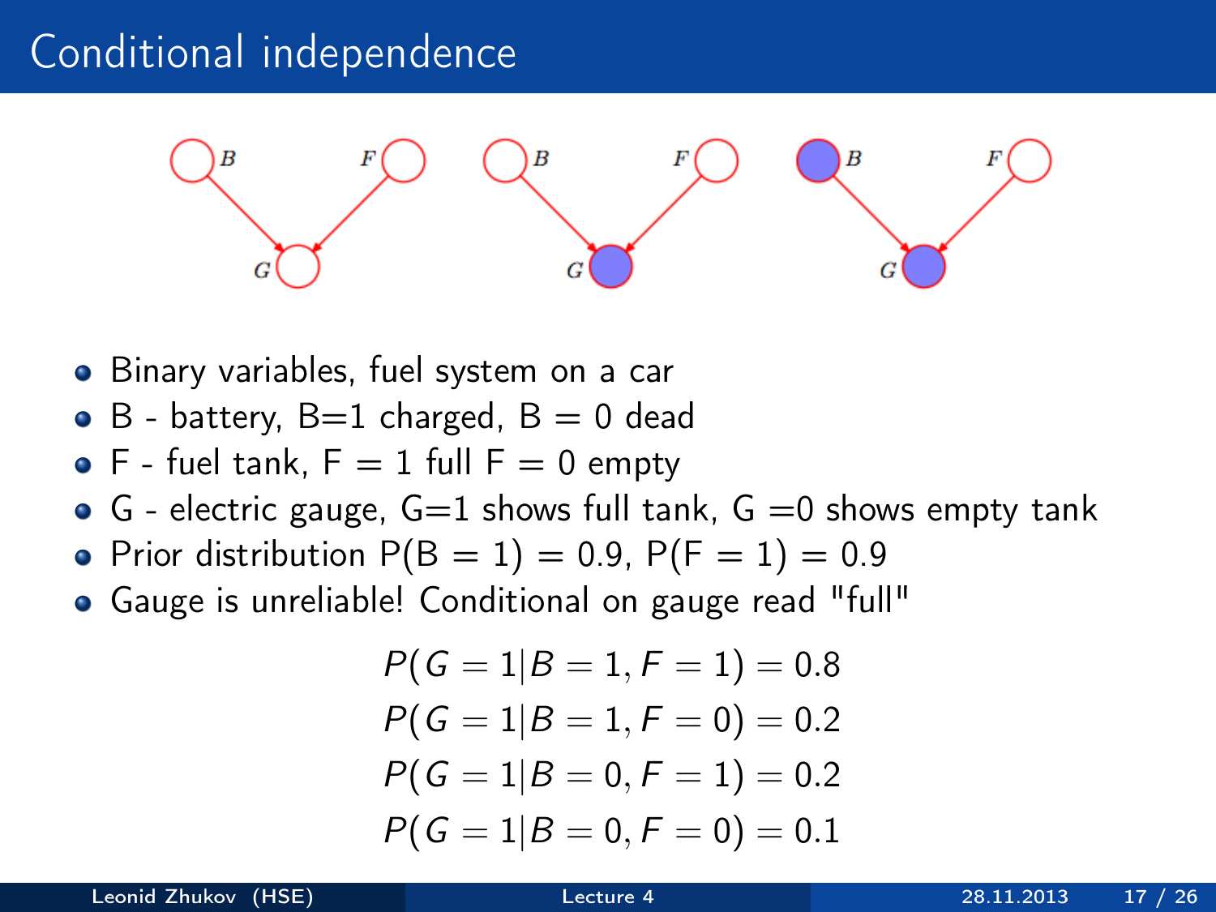# Conditional independence

- Binary variables, fuel system on a car
- B - battery, B=1 charged, B = 0 dead
- F - fuel tank, F = 1 full F = 0 empty
- G - electric gauge, G=1 shows full tank, G =0 shows empty tank
- Prior distribution P(B = 1) = 0.9, P(F = 1) = 0.9
- Gauge is unreliable! Conditional on gauge read "full"

$$P(G = 1|B = 1, F = 1) = 0.8$$
$$P(G = 1|B = 1, F = 0) = 0.2$$
$$P(G = 1|B = 0, F = 1) = 0.2$$
$$P(G = 1|B = 0, F = 0) = 0.1$$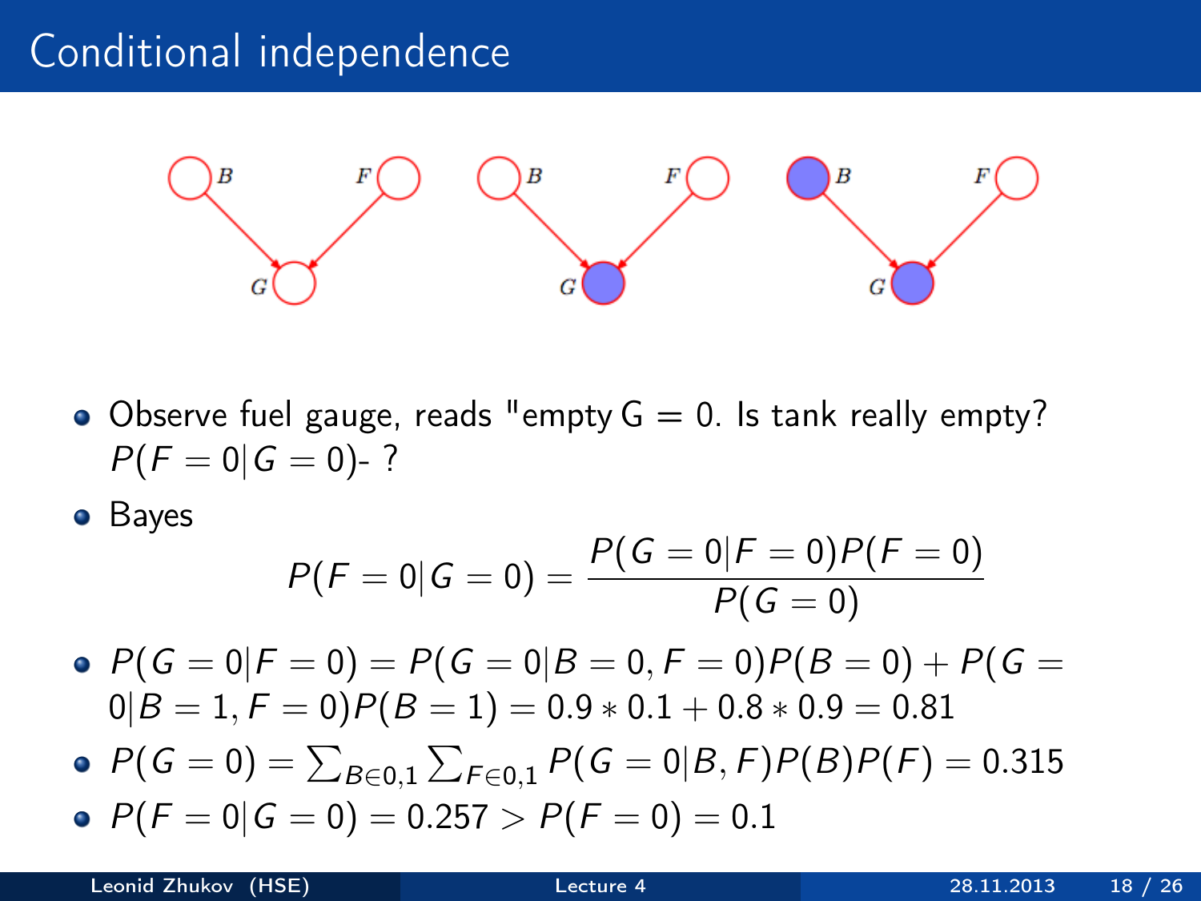# Conditional independence

- Observe fuel gauge, reads "empty G = 0. Is tank really empty? $P(F=0|G=0)$- ?
- Bayes

$$P(F=0|G=0) = \frac{P(G=0|F=0)P(F=0)}{P(G=0)}$$

- $P(G=0|F=0) = P(G=0|B=0,F=0)P(B=0) + P(G=0|B=1,F=0)P(B=1) = 0.9*0.1 + 0.8*0.9 = 0.81$
- $P(G=0) = \sum_{B\in 0,1}\sum_{F\in 0,1} P(G=0|B,F)P(B)P(F) = 0.315$
- $P(F=0|G=0) = 0.257 > P(F=0) = 0.1$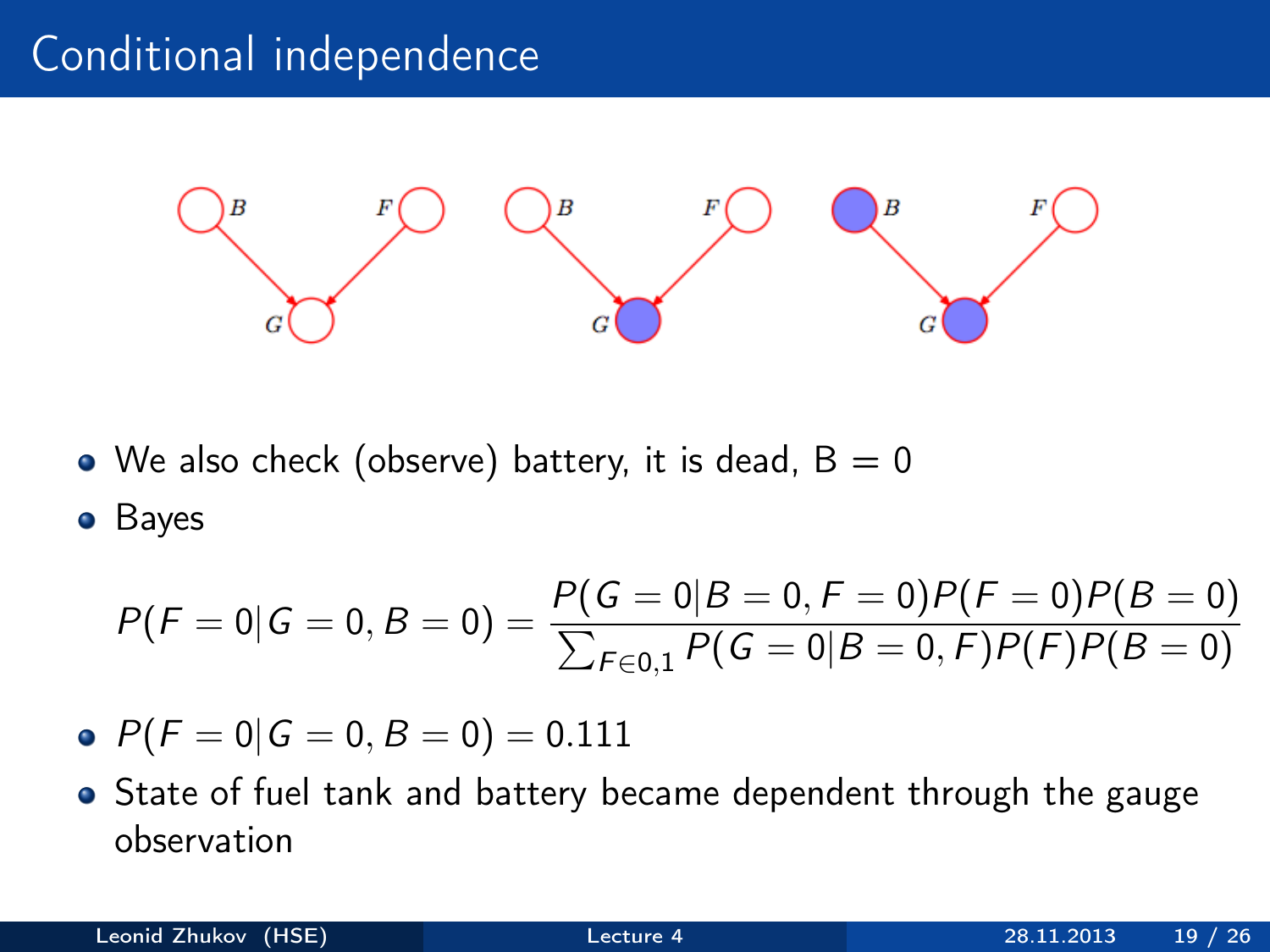# Conditional independence

- We also check (observe) battery, it is dead, B = 0
- Bayes

$$P(F=0|G=0,B=0) = \frac{P(G=0|B=0,F=0)P(F=0)P(B=0)}{\sum_{F\in 0,1} P(G=0|B=0,F)P(F)P(B=0)}$$

- $P(F=0|G=0,B=0) = 0.111$
- State of fuel tank and battery became dependent through the gauge observation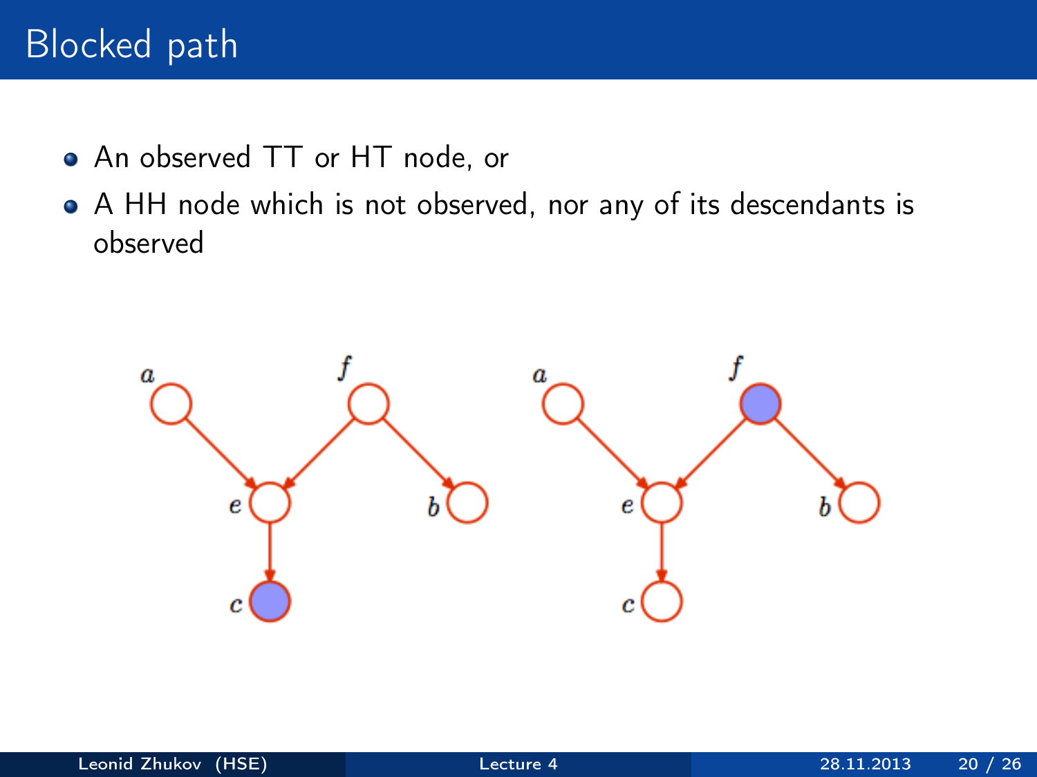# Blocked path

- An observed TT or HT node, or
- A HH node which is not observed, nor any of its descendants is observed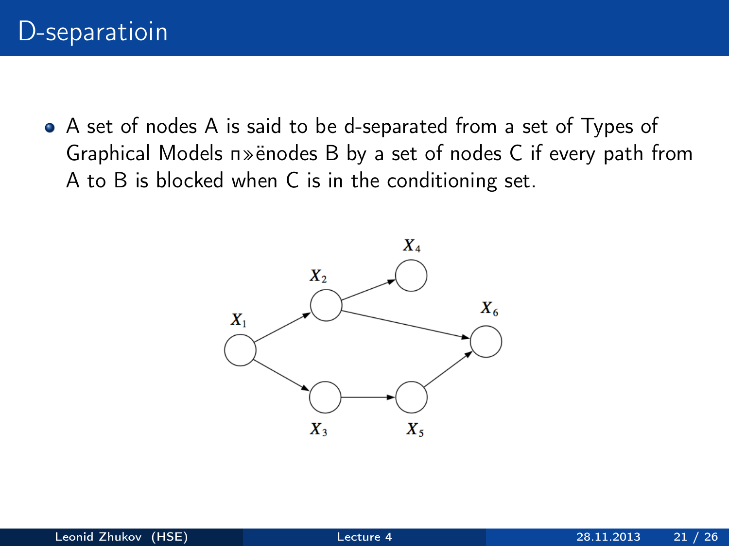# D-separatioin

- A set of nodes A is said to be d-separated from a set of Types of Graphical Models п»ёnodes B by a set of nodes C if every path from A to B is blocked when C is in the conditioning set.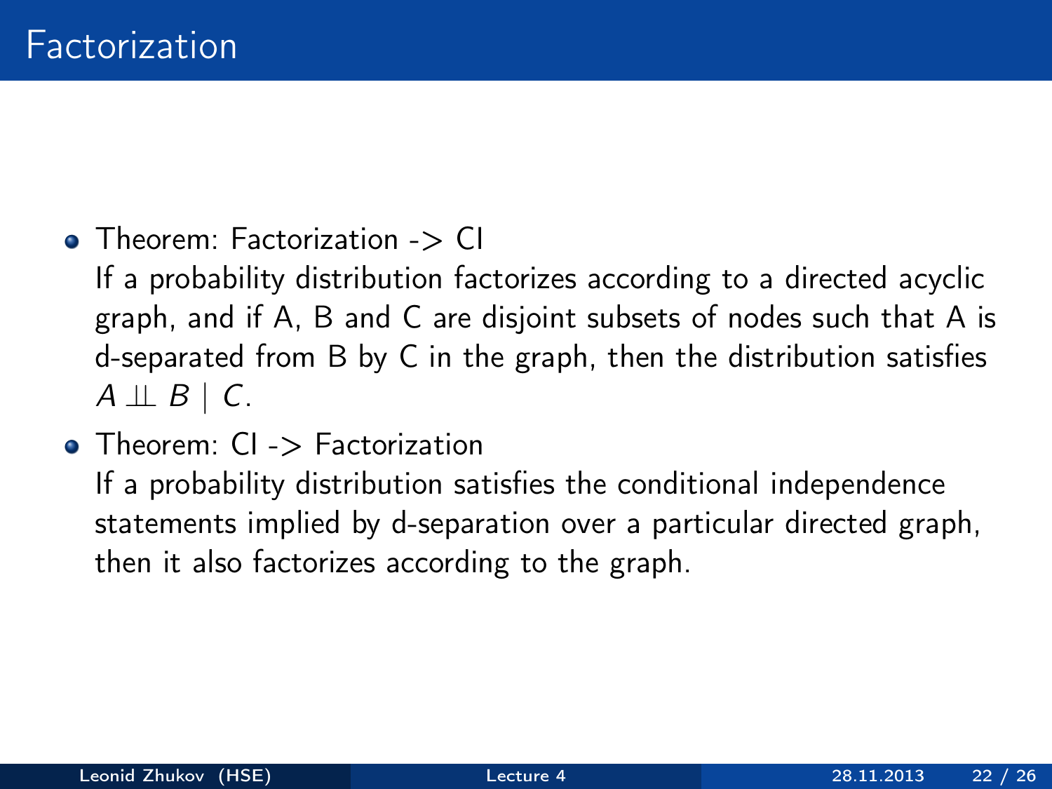# Factorization

- Theorem: Factorization -> CI
  If a probability distribution factorizes according to a directed acyclic graph, and if A, B and C are disjoint subsets of nodes such that A is d-separated from B by C in the graph, then the distribution satisfies $A \perp\!\!\!\perp B \mid C$.
- Theorem: CI -> Factorization
  If a probability distribution satisfies the conditional independence statements implied by d-separation over a particular directed graph, then it also factorizes according to the graph.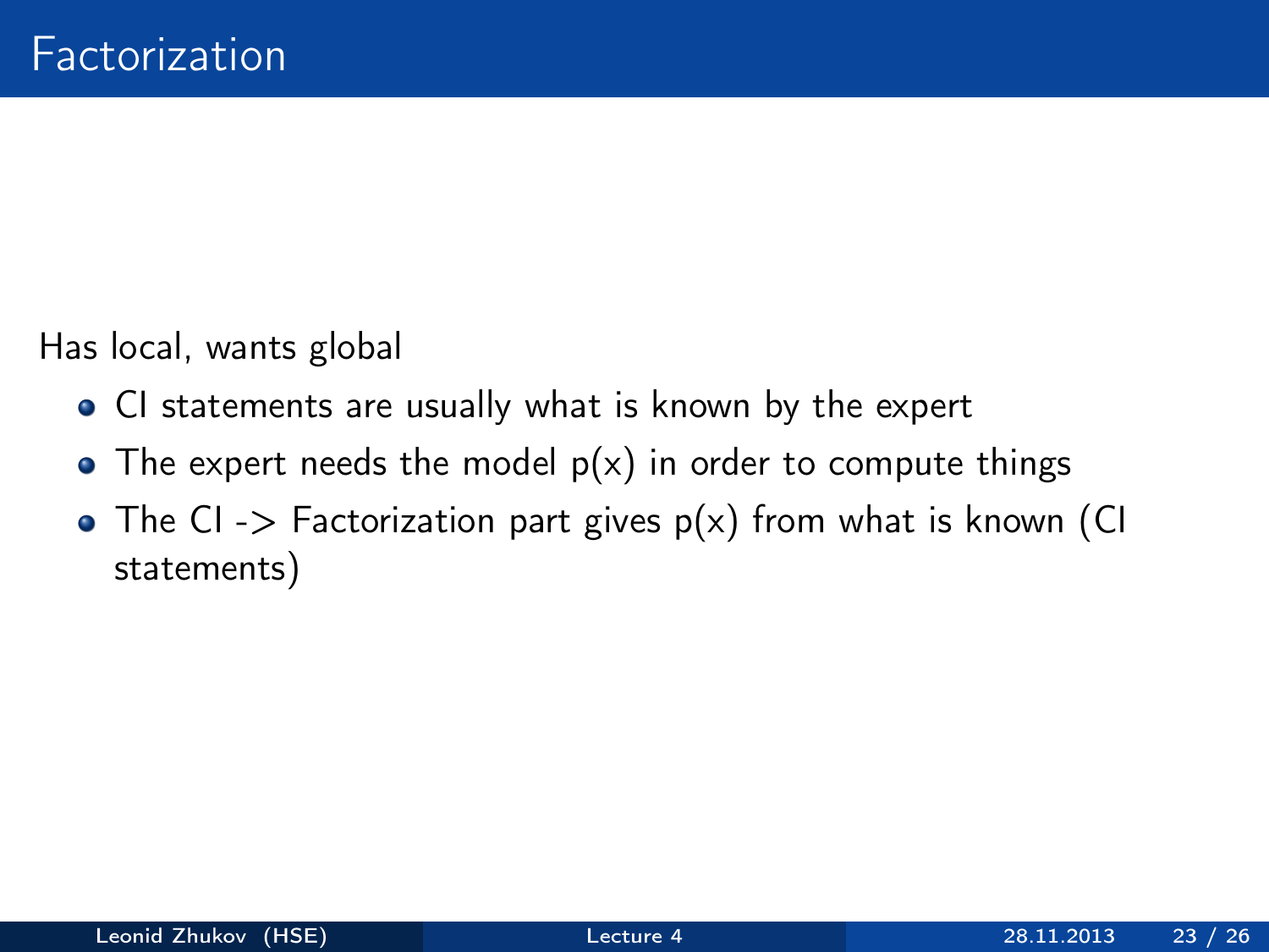# Factorization

Has local, wants global

- CI statements are usually what is known by the expert
- The expert needs the model p(x) in order to compute things
- The CI -> Factorization part gives p(x) from what is known (CI statements)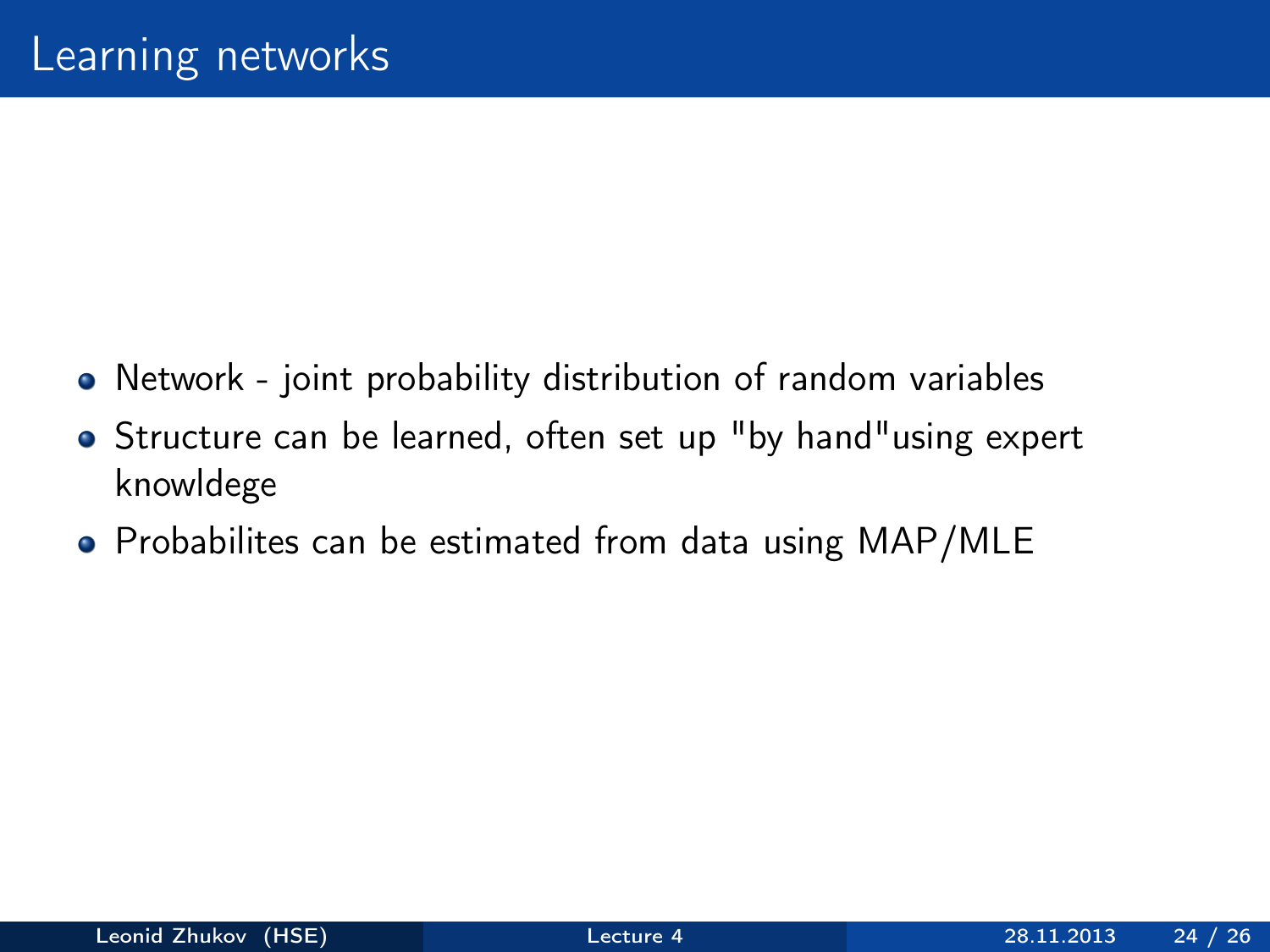# Learning networks

- Network - joint probability distribution of random variables
- Structure can be learned, often set up "by hand"using expert knowldege
- Probabilites can be estimated from data using MAP/MLE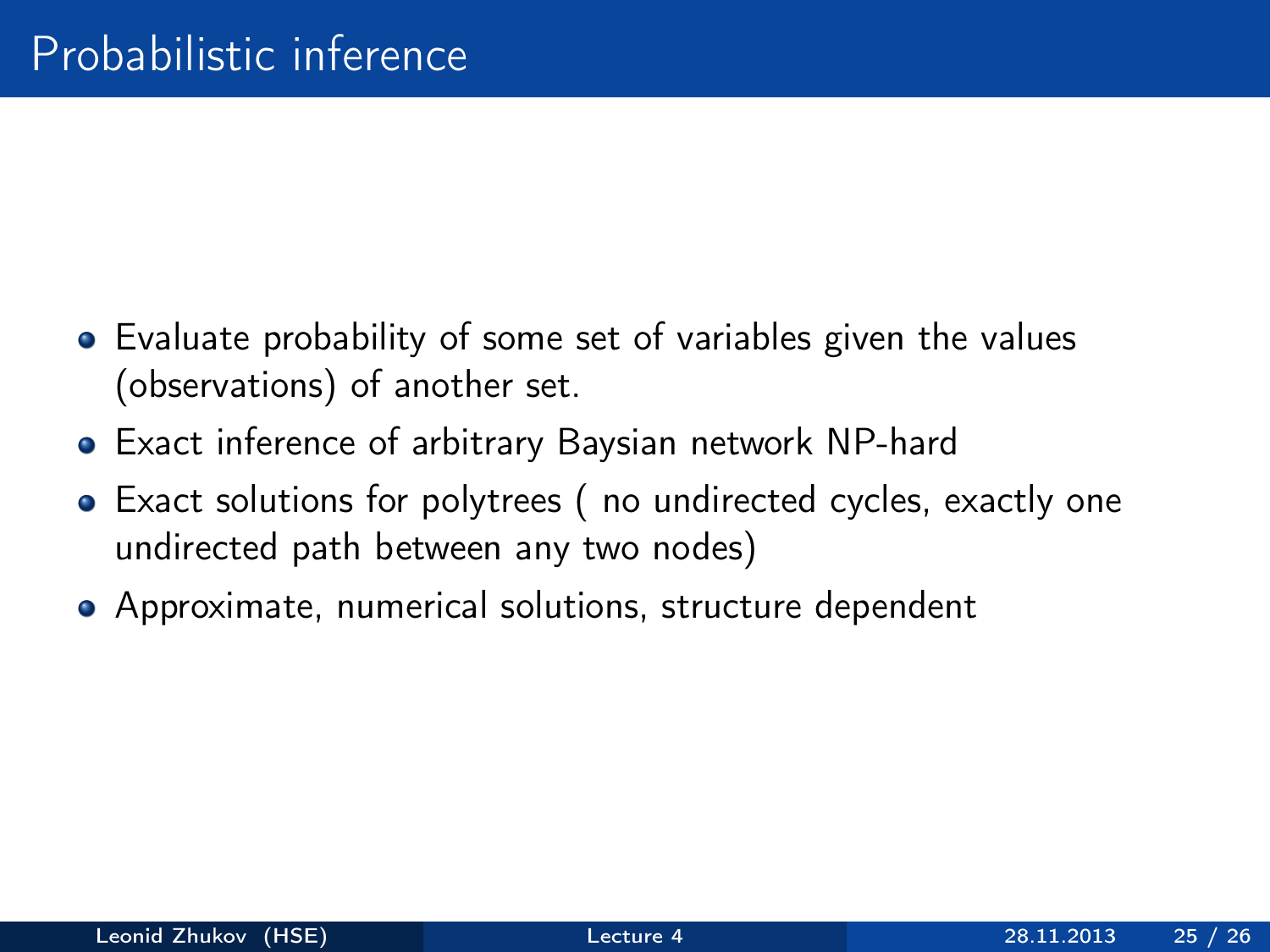# Probabilistic inference

- Evaluate probability of some set of variables given the values (observations) of another set.
- Exact inference of arbitrary Baysian network NP-hard
- Exact solutions for polytrees ( no undirected cycles, exactly one undirected path between any two nodes)
- Approximate, numerical solutions, structure dependent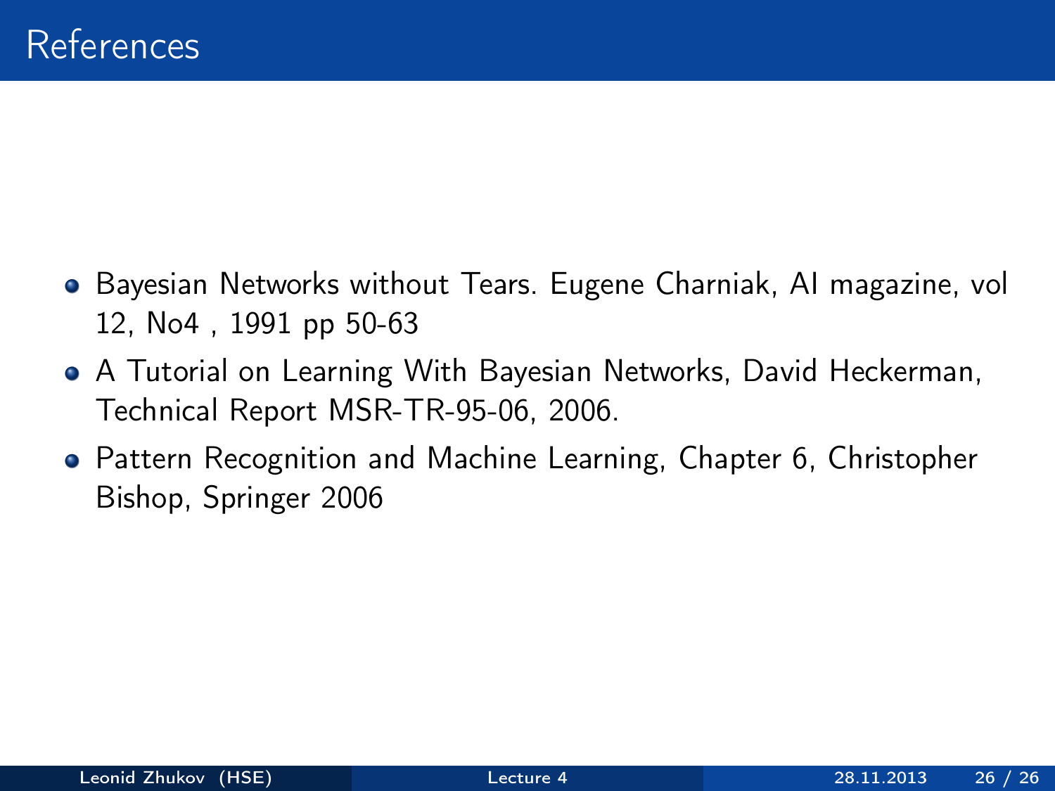# References

- Bayesian Networks without Tears. Eugene Charniak, AI magazine, vol 12, No4 , 1991 pp 50-63
- A Tutorial on Learning With Bayesian Networks, David Heckerman, Technical Report MSR-TR-95-06, 2006.
- Pattern Recognition and Machine Learning, Chapter 6, Christopher Bishop, Springer 2006